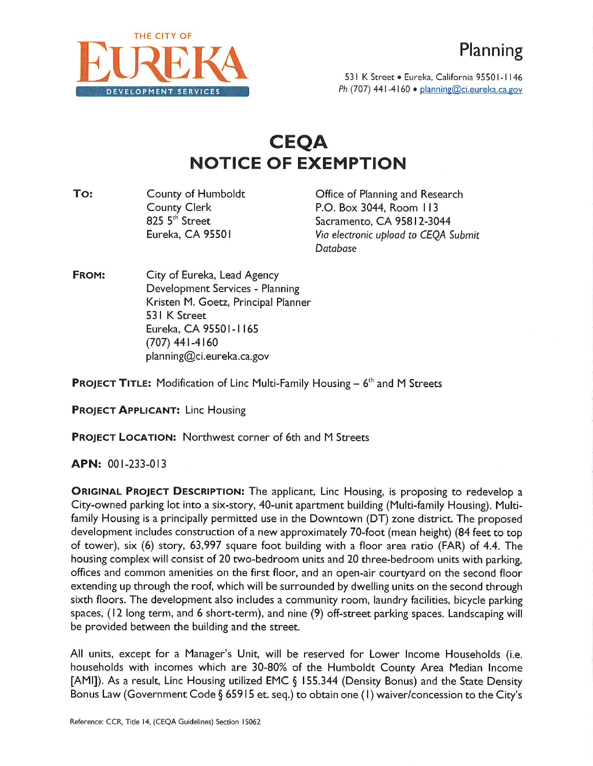THE CITY OF EUREKA DEVELOPMENT SERVICES

Planning

531 K Street • Eureka, California 95501-1146
Ph (707) 441-4160 • planning@ci.eureka.ca.gov

# CEQA NOTICE OF EXEMPTION

**TO:**

County of Humboldt
County Clerk
825 5th Street
Eureka, CA 95501

Office of Planning and Research
P.O. Box 3044, Room 113
Sacramento, CA 95812-3044
*Via electronic upload to CEQA Submit Database*

**FROM:**

City of Eureka, Lead Agency
Development Services - Planning
Kristen M. Goetz, Principal Planner
531 K Street
Eureka, CA 95501-1165
(707) 441-4160
planning@ci.eureka.ca.gov

**PROJECT TITLE:** Modification of Linc Multi-Family Housing – 6th and M Streets

**PROJECT APPLICANT:** Linc Housing

**PROJECT LOCATION:** Northwest corner of 6th and M Streets

**APN:** 001-233-013

**ORIGINAL PROJECT DESCRIPTION:** The applicant, Linc Housing, is proposing to redevelop a City-owned parking lot into a six-story, 40-unit apartment building (Multi-family Housing). Multi-family Housing is a principally permitted use in the Downtown (DT) zone district. The proposed development includes construction of a new approximately 70-foot (mean height) (84 feet to top of tower), six (6) story, 63,997 square foot building with a floor area ratio (FAR) of 4.4. The housing complex will consist of 20 two-bedroom units and 20 three-bedroom units with parking, offices and common amenities on the first floor, and an open-air courtyard on the second floor extending up through the roof, which will be surrounded by dwelling units on the second through sixth floors. The development also includes a community room, laundry facilities, bicycle parking spaces, (12 long term, and 6 short-term), and nine (9) off-street parking spaces. Landscaping will be provided between the building and the street.

All units, except for a Manager's Unit, will be reserved for Lower Income Households (i.e. households with incomes which are 30-80% of the Humboldt County Area Median Income [AMI]). As a result, Linc Housing utilized EMC § 155.344 (Density Bonus) and the State Density Bonus Law (Government Code § 65915 et. seq.) to obtain one (1) waiver/concession to the City's

Reference: CCR, Title 14, (CEQA Guidelines) Section 15062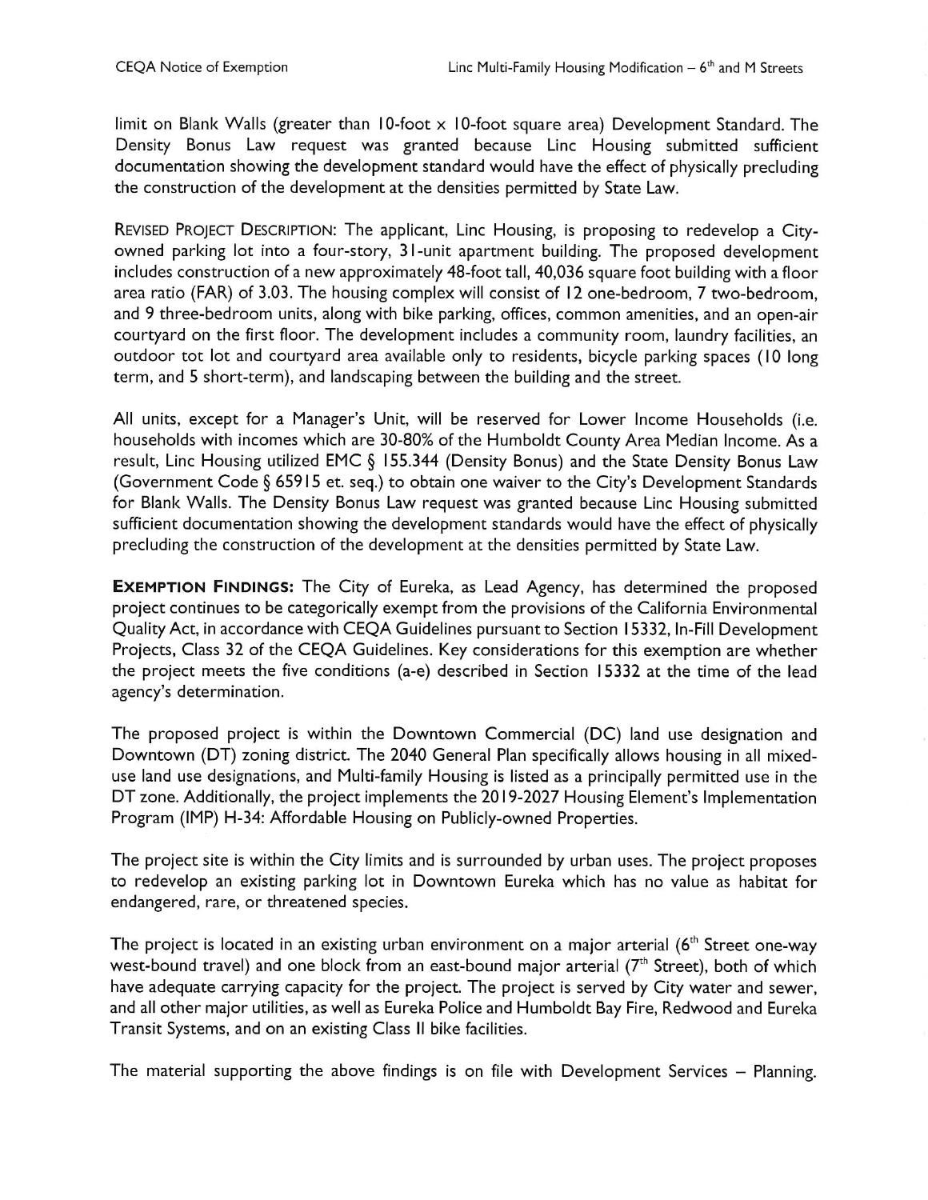limit on Blank Walls (greater than 10-foot x 10-foot square area) Development Standard. The Density Bonus Law request was granted because Linc Housing submitted sufficient documentation showing the development standard would have the effect of physically precluding the construction of the development at the densities permitted by State Law.

REVISED PROJECT DESCRIPTION: The applicant, Linc Housing, is proposing to redevelop a City-owned parking lot into a four-story, 31-unit apartment building. The proposed development includes construction of a new approximately 48-foot tall, 40,036 square foot building with a floor area ratio (FAR) of 3.03. The housing complex will consist of 12 one-bedroom, 7 two-bedroom, and 9 three-bedroom units, along with bike parking, offices, common amenities, and an open-air courtyard on the first floor. The development includes a community room, laundry facilities, an outdoor tot lot and courtyard area available only to residents, bicycle parking spaces (10 long term, and 5 short-term), and landscaping between the building and the street.

All units, except for a Manager's Unit, will be reserved for Lower Income Households (i.e. households with incomes which are 30-80% of the Humboldt County Area Median Income. As a result, Linc Housing utilized EMC § 155.344 (Density Bonus) and the State Density Bonus Law (Government Code § 65915 et. seq.) to obtain one waiver to the City's Development Standards for Blank Walls. The Density Bonus Law request was granted because Linc Housing submitted sufficient documentation showing the development standards would have the effect of physically precluding the construction of the development at the densities permitted by State Law.

**EXEMPTION FINDINGS:** The City of Eureka, as Lead Agency, has determined the proposed project continues to be categorically exempt from the provisions of the California Environmental Quality Act, in accordance with CEQA Guidelines pursuant to Section 15332, In-Fill Development Projects, Class 32 of the CEQA Guidelines. Key considerations for this exemption are whether the project meets the five conditions (a-e) described in Section 15332 at the time of the lead agency's determination.

The proposed project is within the Downtown Commercial (DC) land use designation and Downtown (DT) zoning district. The 2040 General Plan specifically allows housing in all mixed-use land use designations, and Multi-family Housing is listed as a principally permitted use in the DT zone. Additionally, the project implements the 2019-2027 Housing Element's Implementation Program (IMP) H-34: Affordable Housing on Publicly-owned Properties.

The project site is within the City limits and is surrounded by urban uses. The project proposes to redevelop an existing parking lot in Downtown Eureka which has no value as habitat for endangered, rare, or threatened species.

The project is located in an existing urban environment on a major arterial (6th Street one-way west-bound travel) and one block from an east-bound major arterial (7th Street), both of which have adequate carrying capacity for the project. The project is served by City water and sewer, and all other major utilities, as well as Eureka Police and Humboldt Bay Fire, Redwood and Eureka Transit Systems, and on an existing Class II bike facilities.

The material supporting the above findings is on file with Development Services – Planning.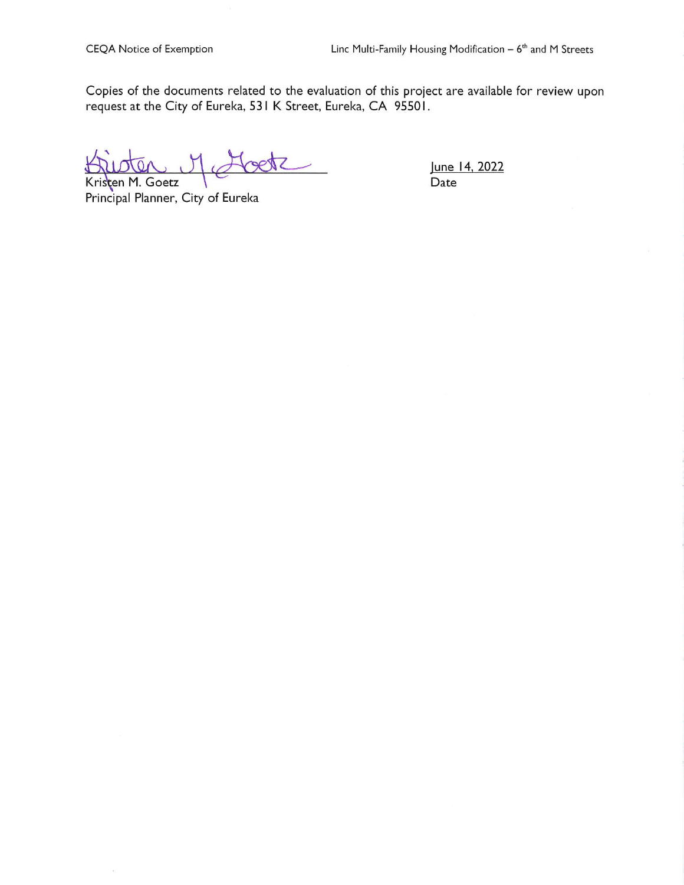Copies of the documents related to the evaluation of this project are available for review upon request at the City of Eureka, 531 K Street, Eureka, CA 95501.

Kristen M. Goetz
Principal Planner, City of Eureka

June 14, 2022
Date